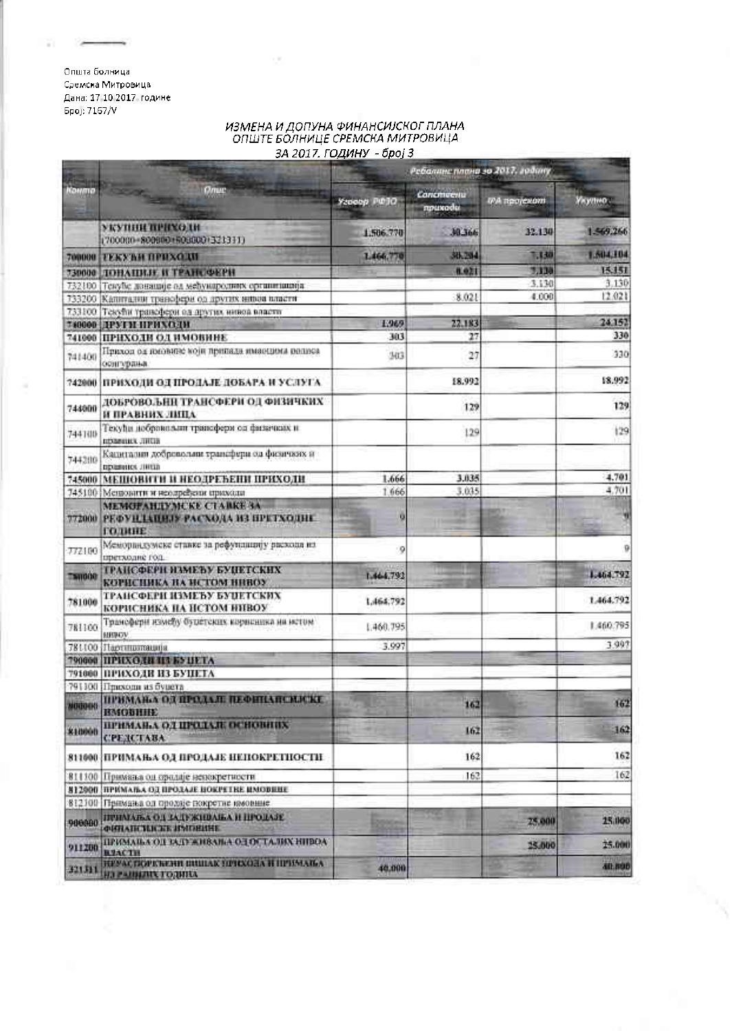Општа болница
Сремска Митровица
Дана: 17.10.2017. године
Број: 7157/V

# ИЗМЕНА И ДОПУНА ФИНАНСИЈСКОГ ПЛАНА ОПШТЕ БОЛНИЦЕ СРЕМСКА МИТРОВИЦА ЗА 2017. ГОДИНУ - број 3

| Конто | Опис | Ребаланс плана за 2017. годину | | | |
|---|---|---|---|---|---|
| | | Уговор РФЗО | Сопствени приходи | IPA пројекат | Укупно |
| | **УКУПНИ ПРИХОДИ** (700000+800000+900000+321311) | 1.506.770 | 30.366 | 32.130 | 1.569.266 |
| 700000 | **ТЕКУЋИ ПРИХОДИ** | 1.466.770 | 30.204 | 7.130 | 1.504.104 |
| 730000 | **ДОНАЦИЈЕ И ТРАНСФЕРИ** | | 8.021 | 7.130 | 15.151 |
| 732100 | Текуће донације од међународних организација | | | 3.130 | 3.130 |
| 733200 | Капитални трансфери од других нивоа власти | | 8.021 | 4.000 | 12.021 |
| 733100 | Текући трансфери од других нивоа власти | | | | |
| 740000 | **ДРУГИ ПРИХОДИ** | 1.969 | 22.183 | | 24.152 |
| 741000 | **ПРИХОДИ ОД ИМОВИНЕ** | 303 | 27 | | 330 |
| 741400 | Приход од имовине који припада имаоцима полиса осигурања | 303 | 27 | | 330 |
| 742000 | **ПРИХОДИ ОД ПРОДАЈЕ ДОБАРА И УСЛУГА** | | 18.992 | | 18.992 |
| 744000 | **ДОБРОВОЉНИ ТРАНСФЕРИ ОД ФИЗИЧКИХ И ПРАВНИХ ЛИЦА** | | 129 | | 129 |
| 744100 | Текући добровољни трансфери од физичких и правних лица | | 129 | | 129 |
| 744200 | Капитални добровољни трансфери од физичких и правних лица | | | | |
| 745000 | **МЕШОВИТИ И НЕОДРЕЂЕНИ ПРИХОДИ** | 1.666 | 3.035 | | 4.701 |
| 745100 | Мешовити и неодређени приходи | 1.666 | 3.035 | | 4.701 |
| 772000 | **МЕМОРАНДУМСКЕ СТАВКЕ ЗА РЕФУНДАЦИЈУ РАСХОДА ИЗ ПРЕТХОДНЕ ГОДИНЕ** | 9 | | | 9 |
| 772100 | Меморандумске ставке за рефундацију расхода из претходне год. | 9 | | | 9 |
| 780000 | **ТРАНСФЕРИ ИЗМЕЂУ БУЏЕТСКИХ КОРИСНИКА НА ИСТОМ НИВОУ** | 1.464.792 | | | 1.464.792 |
| 781000 | **ТРАНСФЕРИ ИЗМЕЂУ БУЏЕТСКИХ КОРИСНИКА НА ИСТОМ НИВОУ** | 1.464.792 | | | 1.464.792 |
| 781100 | Трансфери између буџетских корисника на истом нивоу | 1.460.795 | | | 1.460.795 |
| 781100 | Партиципација | 3.997 | | | 3.997 |
| 790000 | **ПРИХОДИ ИЗ БУЏЕТА** | | | | |
| 791000 | **ПРИХОДИ ИЗ БУЏЕТА** | | | | |
| 791100 | Приходи из буџета | | | | |
| 800000 | **ПРИМАЊА ОД ПРОДАЈЕ НЕФИНАНСИЈСКЕ ИМОВИНЕ** | | 162 | | 162 |
| 810000 | **ПРИМАЊА ОД ПРОДАЈЕ ОСНОВНИХ СРЕДСТАВА** | | 162 | | 162 |
| 811000 | **ПРИМАЊА ОД ПРОДАЈЕ НЕПОКРЕТНОСТИ** | | 162 | | 162 |
| 811100 | Примања од продаје непокретности | | 162 | | 162 |
| 812000 | **ПРИМАЊА ОД ПРОДАЈЕ ПОКРЕТНЕ ИМОВИНЕ** | | | | |
| 812100 | Примања од продаје покретне имовине | | | | |
| 900000 | **ПРИМАЊА ОД ЗАДУЖИВАЊА И ПРОДАЈЕ ФИНАНСИЈСКЕ ИМОВИНЕ** | | | 25.000 | 25.000 |
| 911200 | **ПРИМАЊА ОД ЗАДУЖИВАЊА ОД ОСТАЛИХ НИВОА ВЛАСТИ** | | | 25.000 | 25.000 |
| 321311 | **НЕРАСПОРЕЂЕНИ ВИШАК ПРИХОДА И ПРИМАЊА ИЗ РАНИЈИХ ГОДИНА** | 40.000 | | | 40.000 |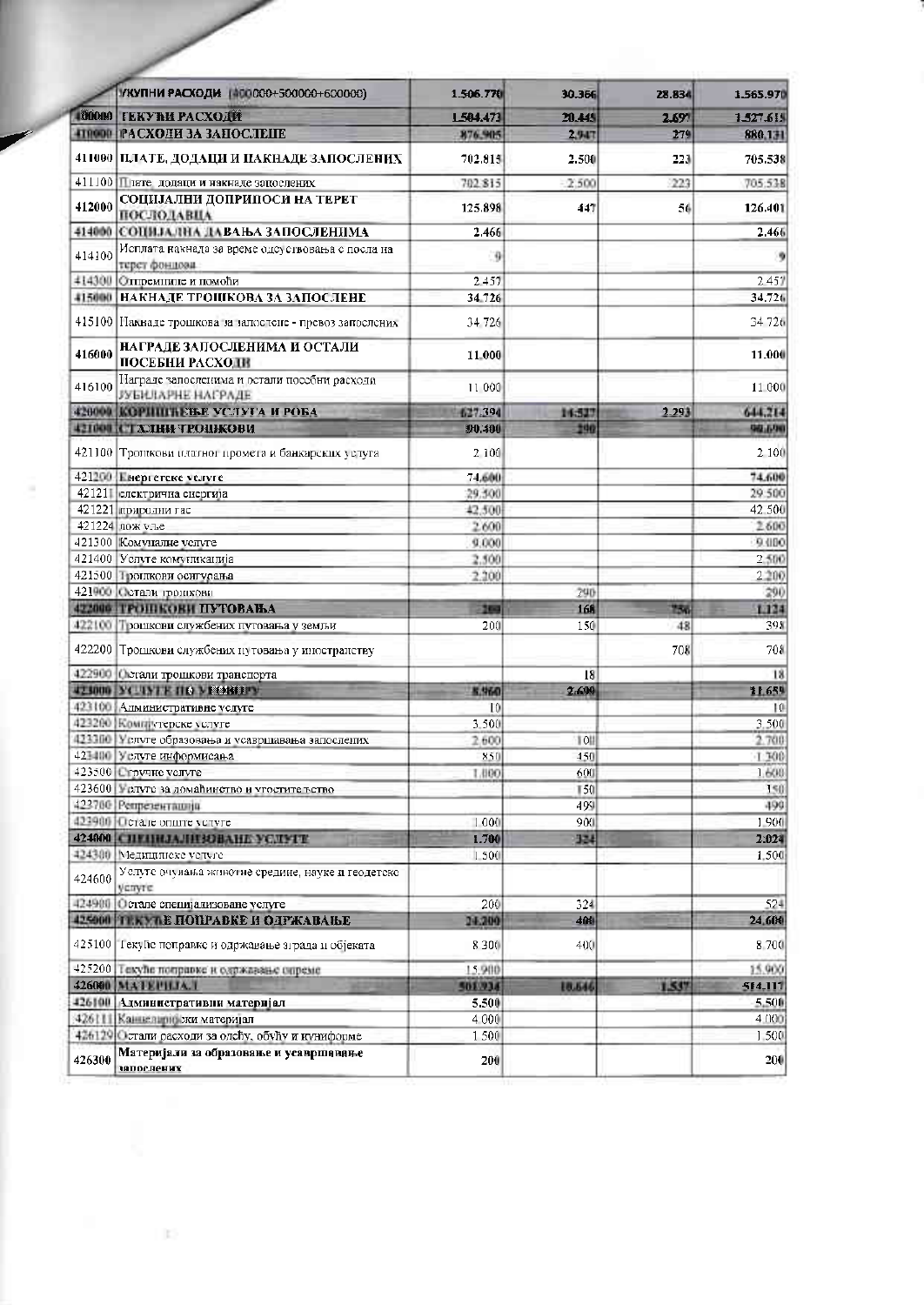| | | | | | |
|---|---|---|---|---|---|
| | УКУПНИ РАСХОДИ (400000+500000+600000) | 1.506.770 | 30.366 | 28.834 | 1.565.970 |
| 400000 | ТЕКУЋИ РАСХОДИ | 1.504.473 | 20.445 | 2.697 | 1.527.615 |
| 410000 | РАСХОДИ ЗА ЗАПОСЛЕНЕ | 876.905 | 2.947 | 279 | 880.131 |
| 411000 | ПЛАТЕ, ДОДАЦИ И НАКНАДЕ ЗАПОСЛЕНИХ | 702.815 | 2.500 | 223 | 705.538 |
| 411100 | Плате, додаци и накнаде запослених | 702.815 | 2.500 | 223 | 705.538 |
| 412000 | СОЦИЈАЛНИ ДОПРИНОСИ НА ТЕРЕТ ПОСЛОДАВЦА | 125.898 | 447 | 56 | 126.401 |
| 414000 | СОЦИЈАЛНА ДАВАЊА ЗАПОСЛЕНИМА | 2.466 | | | 2.466 |
| 414100 | Исплата накнада за време одсуствовања с посла на терет фондова | 9 | | | 9 |
| 414300 | Отпремнине и помоћи | 2.457 | | | 2.457 |
| 415000 | НАКНАДЕ ТРОШКОВА ЗА ЗАПОСЛЕНЕ | 34.726 | | | 34.726 |
| 415100 | Накнаде трошкова за запослене - превоз запослених | 34.726 | | | 34.726 |
| 416000 | НАГРАДЕ ЗАПОСЛЕНИМА И ОСТАЛИ ПОСЕБНИ РАСХОДИ | 11.000 | | | 11.000 |
| 416100 | Награде запосленима и остали посебни расходи ЈУБИЛАРНЕ НАГРАДЕ | 11.000 | | | 11.000 |
| 420000 | КОРИШЋЕЊЕ УСЛУГА И РОБА | 627.394 | 14.527 | 2.293 | 644.214 |
| 421000 | СТАЛНИ ТРОШКОВИ | 90.400 | 290 | | 90.690 |
| 421100 | Трошкови платног промета и банкарских услуга | 2.100 | | | 2.100 |
| 421200 | Енергетске услуге | 74.600 | | | 74.600 |
| 421211 | електрична енергија | 29.500 | | | 29.500 |
| 421221 | природни гас | 42.500 | | | 42.500 |
| 421224 | лож уље | 2.600 | | | 2.600 |
| 421300 | Комуналне услуге | 9.000 | | | 9.000 |
| 421400 | Услуге комуникација | 2.500 | | | 2.500 |
| 421500 | Трошкови осигурања | 2.200 | | | 2.200 |
| 421900 | Остали трошкови | | 290 | | 290 |
| 422000 | ТРОШКОВИ ПУТОВАЊА | 200 | 168 | 756 | 1.124 |
| 422100 | Трошкови службених путовања у земљи | 200 | 150 | 48 | 398 |
| 422200 | Трошкови службених путовања у иностранству | | | 708 | 708 |
| 422900 | Остали трошкови транспорта | | 18 | | 18 |
| 423000 | УСЛУГЕ ПО УГОВОРУ | 8.960 | 2.699 | | 11.659 |
| 423100 | Административне услуге | 10 | | | 10 |
| 423200 | Компјутерске услуге | 3.500 | | | 3.500 |
| 423300 | Услуге образовања и усавршавања запослених | 2.600 | 100 | | 2.700 |
| 423400 | Услуге информисања | 850 | 450 | | 1.300 |
| 423500 | Стручне услуге | 1.000 | 600 | | 1.600 |
| 423600 | Услуге за домаћинство и угоститељство | | 150 | | 150 |
| 423700 | Репрезентација | | 499 | | 499 |
| 423900 | Остале опште услуге | 1.000 | 900 | | 1.900 |
| 424000 | СПЕЦИЈАЛИЗОВАНЕ УСЛУГЕ | 1.700 | 324 | | 2.024 |
| 424300 | Медицинске услуге | 1.500 | | | 1.500 |
| 424600 | Услуге очувања животне средине, науке и геодетске услуге | | | | |
| 424900 | Остале специјализоване услуге | 200 | 324 | | 524 |
| 425000 | ТЕКУЋЕ ПОПРАВКЕ И ОДРЖАВАЊЕ | 24.200 | 400 | | 24.600 |
| 425100 | Текуће поправке и одржавање зграда и објеката | 8.300 | 400 | | 8.700 |
| 425200 | Текуће поправке и одржавање опреме | 15.900 | | | 15.900 |
| 426000 | МАТЕРИЈАЛ | 501.934 | 10.646 | 1.537 | 514.117 |
| 426100 | Административни материјал | 5.500 | | | 5.500 |
| 426111 | Канцеларијски материјал | 4.000 | | | 4.000 |
| 426129 | Остали расходи за одећу, обућу и униформе | 1.500 | | | 1.500 |
| 426300 | Материјали за образовање и усавршавање запослених | 200 | | | 200 |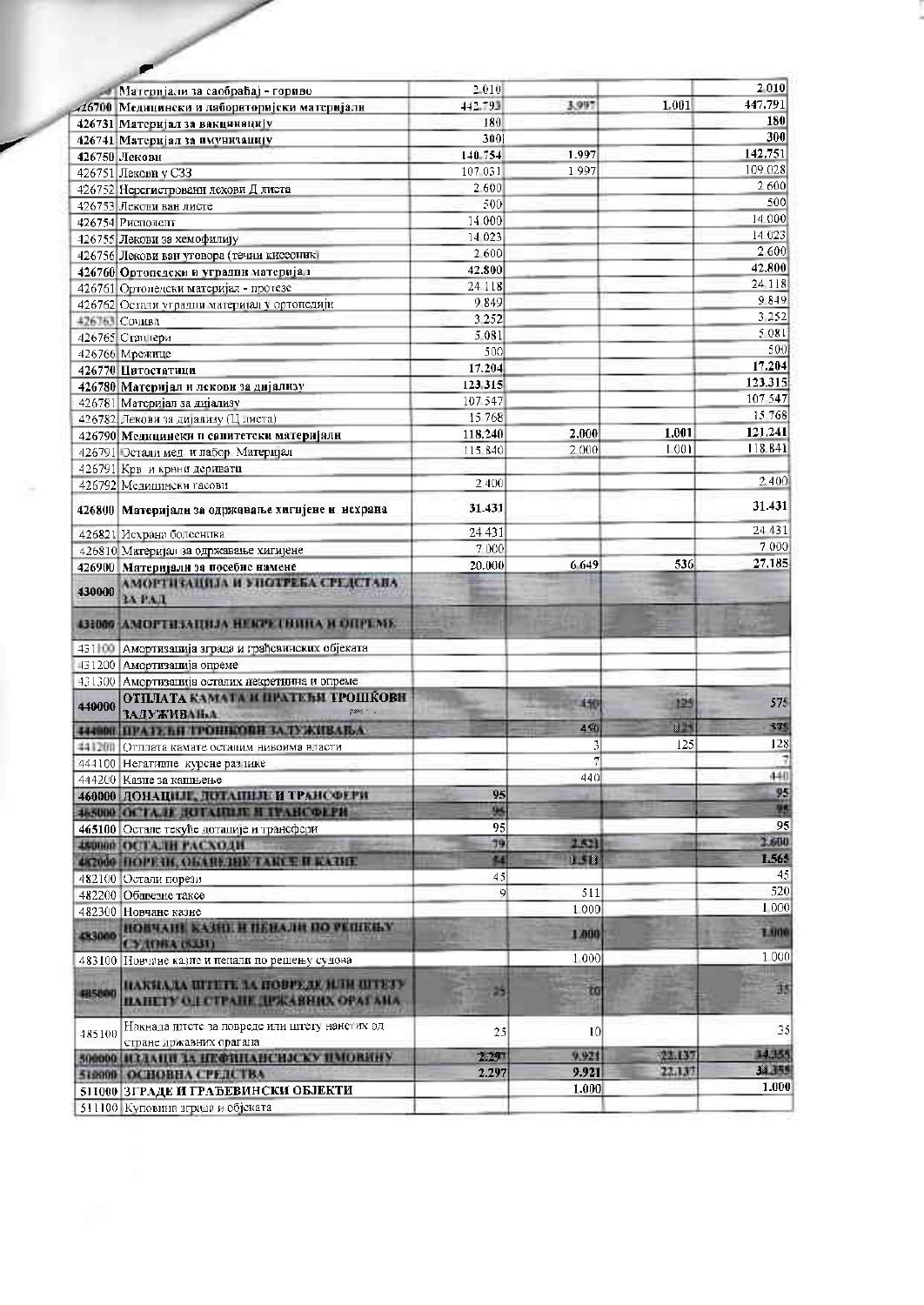| | | | | | |
|---|---|---|---|---|---|
| | Материјали за саобраћај - гориво | 2.010 | | | 2.010 |
| **426700** | **Медицински и лабораторијски материјали** | **442.793** | **3.997** | **1.001** | **447.791** |
| **426731** | **Материјал за вакцинацију** | **180** | | | **180** |
| **426741** | **Материјал за имунизацију** | **300** | | | **300** |
| **426750** | **Лекови** | **140.754** | **1.997** | | **142.751** |
| 426751 | Лекови у СЗЗ | 107.031 | 1.997 | | 109.028 |
| 426752 | Нерегистровани лекови Д листа | 2.600 | | | 2.600 |
| 426753 | Лекови ван листе | 500 | | | 500 |
| 426754 | Рисполепт | 14.000 | | | 14.000 |
| 426755 | Лекови за хемофилију | 14.023 | | | 14.023 |
| 426756 | Лекови ван уговора (течни кисеоник) | 2.600 | | | 2.600 |
| **426760** | **Ортопедски и уградни материјал** | **42.800** | | | **42.800** |
| 426761 | Ортопедски материјал - протезе | 24.118 | | | 24.118 |
| 426762 | Остали уградни материјал у ортопедији | 9.849 | | | 9.849 |
| 426763 | Сочива | 3.252 | | | 3.252 |
| 426765 | Стаплери | 5.081 | | | 5.081 |
| 426766 | Мрежице | 500 | | | 500 |
| **426770** | **Цитостатици** | **17.204** | | | **17.204** |
| **426780** | **Материјал и лекови за дијализу** | **123.315** | | | **123.315** |
| 426781 | Материјал за дијализу | 107.547 | | | 107.547 |
| 426782 | Лекови за дијализу (Ц листа) | 15.768 | | | 15.768 |
| **426790** | **Медицински и санитетски материјали** | **118.240** | **2.000** | **1.001** | **121.241** |
| 426791 | Остали мед. и лабор. Материјал | 115.840 | 2.000 | 1.001 | 118.841 |
| 426791 | Крв и крвни деривати | | | | |
| 426792 | Медицински гасови | 2.400 | | | 2.400 |
| **426800** | **Материјали за одржавање хигијене и исхрана** | **31.431** | | | **31.431** |
| 426821 | Исхрана болесника | 24.431 | | | 24.431 |
| 426810 | Материјал за одржавање хигијене | 7.000 | | | 7.000 |
| **426900** | **Материјали за посебне намене** | **20.000** | **6.649** | **536** | **27.185** |
| **430000** | **АМОРТИЗАЦИЈА И УПОТРЕБА СРЕДСТАВА ЗА РАД** | | | | |
| **431000** | **АМОРТИЗАЦИЈА НЕКРЕТНИНА И ОПРЕМЕ** | | | | |
| 431100 | Амортизација зграда и грађевинских објеката | | | | |
| 431200 | Амортизација опреме | | | | |
| 431300 | Амортизација осталих некретнина и опреме | | | | |
| **440000** | **ОТПЛАТА КАМАТА И ПРАТЕЋИ ТРОШКОВИ ЗАДУЖИВАЊА** | | **450** | **125** | **575** |
| **444000** | **ПРАТЕЋИ ТРОШКОВИ ЗАДУЖИВАЊА** | | **450** | **125** | **575** |
| 441200 | Отплата камате осталим нивоима власти | | 3 | 125 | 128 |
| 444100 | Негативне курсне разлике | | 7 | | 7 |
| 444200 | Казне за кашњење | | 440 | | 440 |
| **460000** | **ДОНАЦИЈЕ, ДОТАЦИЈЕ И ТРАНСФЕРИ** | **95** | | | **95** |
| **465000** | **ОСТАЛЕ ДОТАЦИЈЕ И ТРАНСФЕРИ** | **95** | | | **95** |
| 465100 | Остале текуће дотације и трансфери | 95 | | | 95 |
| **480000** | **ОСТАЛИ РАСХОДИ** | **79** | **2.521** | | **2.600** |
| **482000** | **ПОРЕЗИ, ОБАВЕЗНЕ ТАКСЕ И КАЗНЕ** | **54** | **1.511** | | **1.565** |
| 482100 | Остали порези | 45 | | | 45 |
| 482200 | Обавезне таксе | 9 | 511 | | 520 |
| 482300 | Новчане казне | | 1.000 | | 1.000 |
| **483000** | **НОВЧАНЕ КАЗНЕ И ПЕНАЛИ ПО РЕШЕЊУ СУДОВА (5331)** | | **1.000** | | **1.000** |
| 483100 | Новчане казне и пенали по решењу судова | | 1.000 | | 1.000 |
| **485000** | **НАКНАДА ШТЕТЕ ЗА ПОВРЕДЕ ИЛИ ШТЕТУ НАНЕТУ ОД СТРАНЕ ДРЖАВНИХ ОРГАНА** | **25** | **10** | | **35** |
| 485100 | Накнада штете за повреде или штету нанету од стране државних органа | 25 | 10 | | 35 |
| **500000** | **ИЗДАЦИ ЗА НЕФИНАНСИЈСКУ ИМОВИНУ** | **2.297** | **9.921** | **22.137** | **34.355** |
| **510000** | **ОСНОВНА СРЕДСТВА** | **2.297** | **9.921** | **22.137** | **34.355** |
| **511000** | **ЗГРАДЕ И ГРАЂЕВИНСКИ ОБЈЕКТИ** | | **1.000** | | **1.000** |
| 511100 | Куповина зграда и објеката | | | | |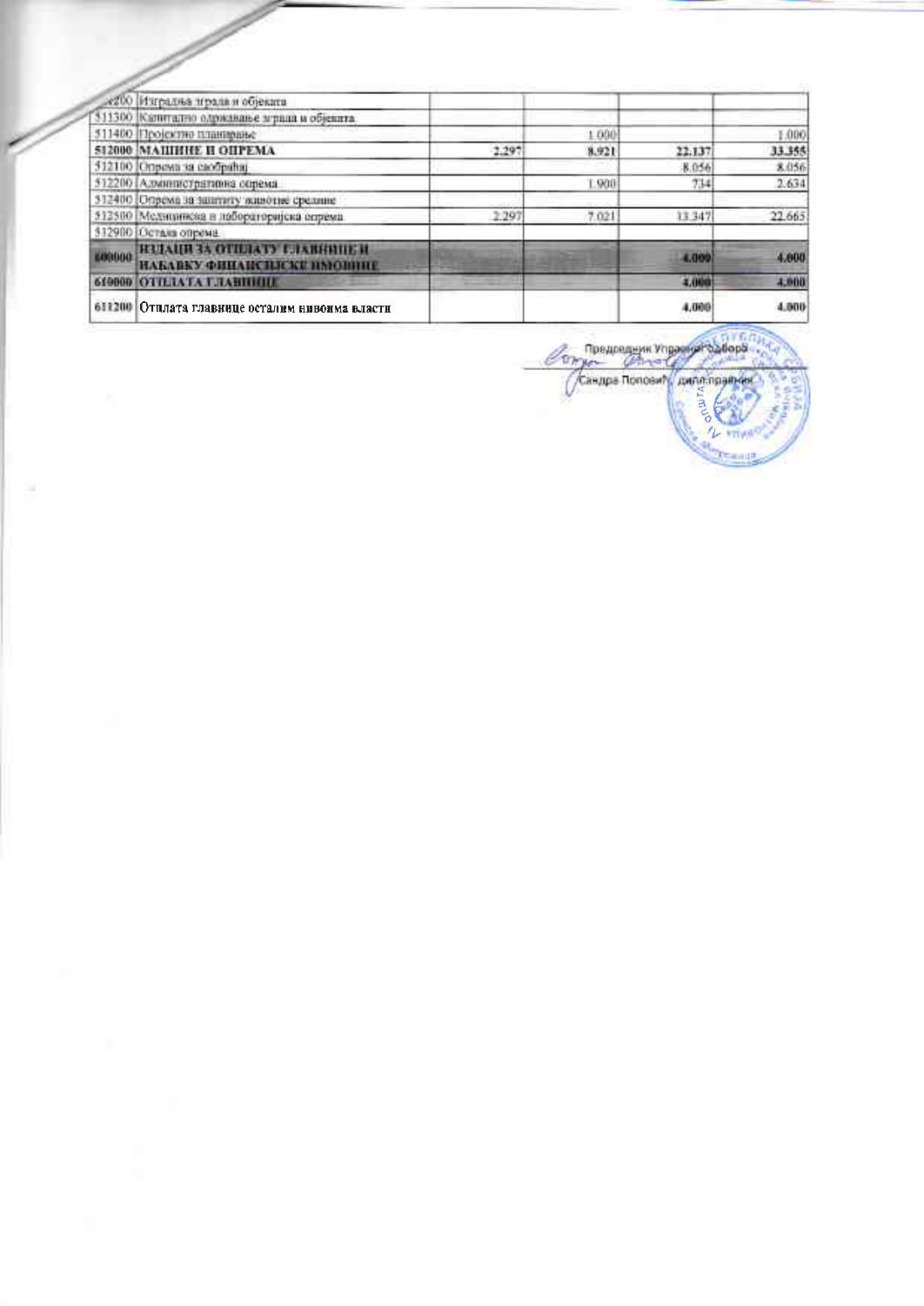| | | | | | |
|---|---|---|---|---|---|
| 511200 | Изградња зграда и објеката | | | | |
| 511300 | Капитално одржавање зграда и објеката | | | | |
| 511400 | Пројектно планирање | | 1.000 | | 1.000 |
| **512000** | **МАШИНЕ И ОПРЕМА** | **2.297** | **8.921** | **22.137** | **33.355** |
| 512100 | Опрема за саобраћај | | | 8.056 | 8.056 |
| 512200 | Административна опрема | | 1.900 | 734 | 2.634 |
| 512400 | Опрема за заштиту животне средине | | | | |
| 512500 | Медицинска и лабораторијска опрема | 2.297 | 7.021 | 13.347 | 22.665 |
| 512900 | Остала опрема | | | | |
| **600000** | **ИЗДАЦИ ЗА ОТПЛАТУ ГЛАВНИЦЕ И НАБАВКУ ФИНАНСИЈСКЕ ИМОВИНЕ** | | | **4.000** | **4.000** |
| **610000** | **ОТПЛАТА ГЛАВНИЦЕ** | | | **4.000** | **4.000** |
| 611200 | Отплата главнице осталим нивоима власти | | | 4.000 | 4.000 |

Председник Управног одбора

Сандра Поповић, дипл.правник